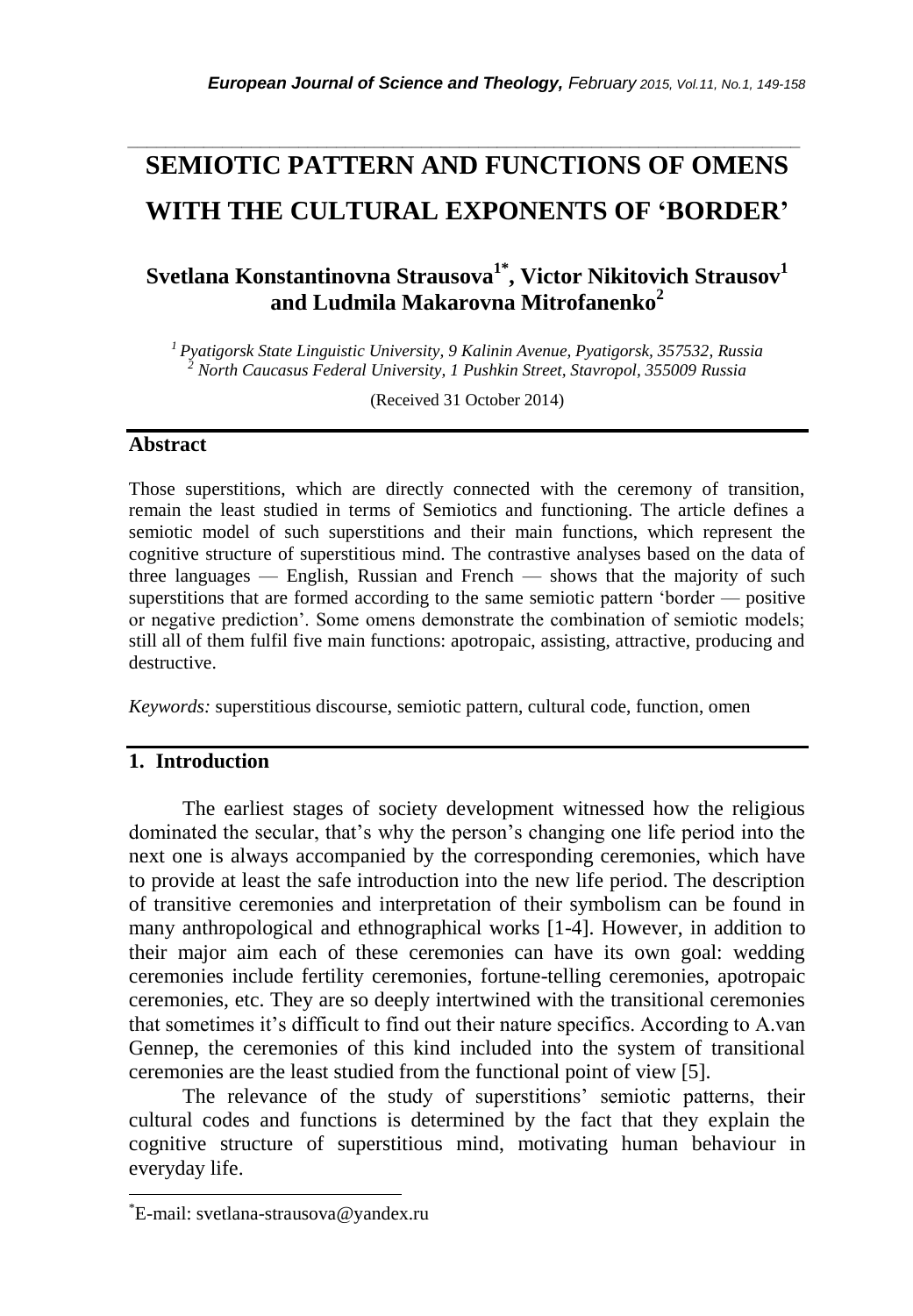# SEMIOTIC PATTERN AND FUNCTIONS OF OMENS WITH THE CULTURAL EXPONENTS OF 'BORDER'

**Svetlana Konstantinovna Strausova[1*], Victor Nikitovich Strausov[1] and Ludmila Makarovna Mitrofanenko[2]**

*[1] Pyatigorsk State Linguistic University, 9 Kalinin Avenue, Pyatigorsk, 357532, Russia*
*[2] North Caucasus Federal University, 1 Pushkin Street, Stavropol, 355009 Russia*

(Received 31 October 2014)

## Abstract

Those superstitions, which are directly connected with the ceremony of transition, remain the least studied in terms of Semiotics and functioning. The article defines a semiotic model of such superstitions and their main functions, which represent the cognitive structure of superstitious mind. The contrastive analyses based on the data of three languages — English, Russian and French — shows that the majority of such superstitions that are formed according to the same semiotic pattern 'border — positive or negative prediction'. Some omens demonstrate the combination of semiotic models; still all of them fulfil five main functions: apotropaic, assisting, attractive, producing and destructive.

*Keywords:* superstitious discourse, semiotic pattern, cultural code, function, omen

## 1. Introduction

The earliest stages of society development witnessed how the religious dominated the secular, that's why the person's changing one life period into the next one is always accompanied by the corresponding ceremonies, which have to provide at least the safe introduction into the new life period. The description of transitive ceremonies and interpretation of their symbolism can be found in many anthropological and ethnographical works [1-4]. However, in addition to their major aim each of these ceremonies can have its own goal: wedding ceremonies include fertility ceremonies, fortune-telling ceremonies, apotropaic ceremonies, etc. They are so deeply intertwined with the transitional ceremonies that sometimes it's difficult to find out their nature specifics. According to A.van Gennep, the ceremonies of this kind included into the system of transitional ceremonies are the least studied from the functional point of view [5].

The relevance of the study of superstitions' semiotic patterns, their cultural codes and functions is determined by the fact that they explain the cognitive structure of superstitious mind, motivating human behaviour in everyday life.

[*]E-mail: svetlana-strausova@yandex.ru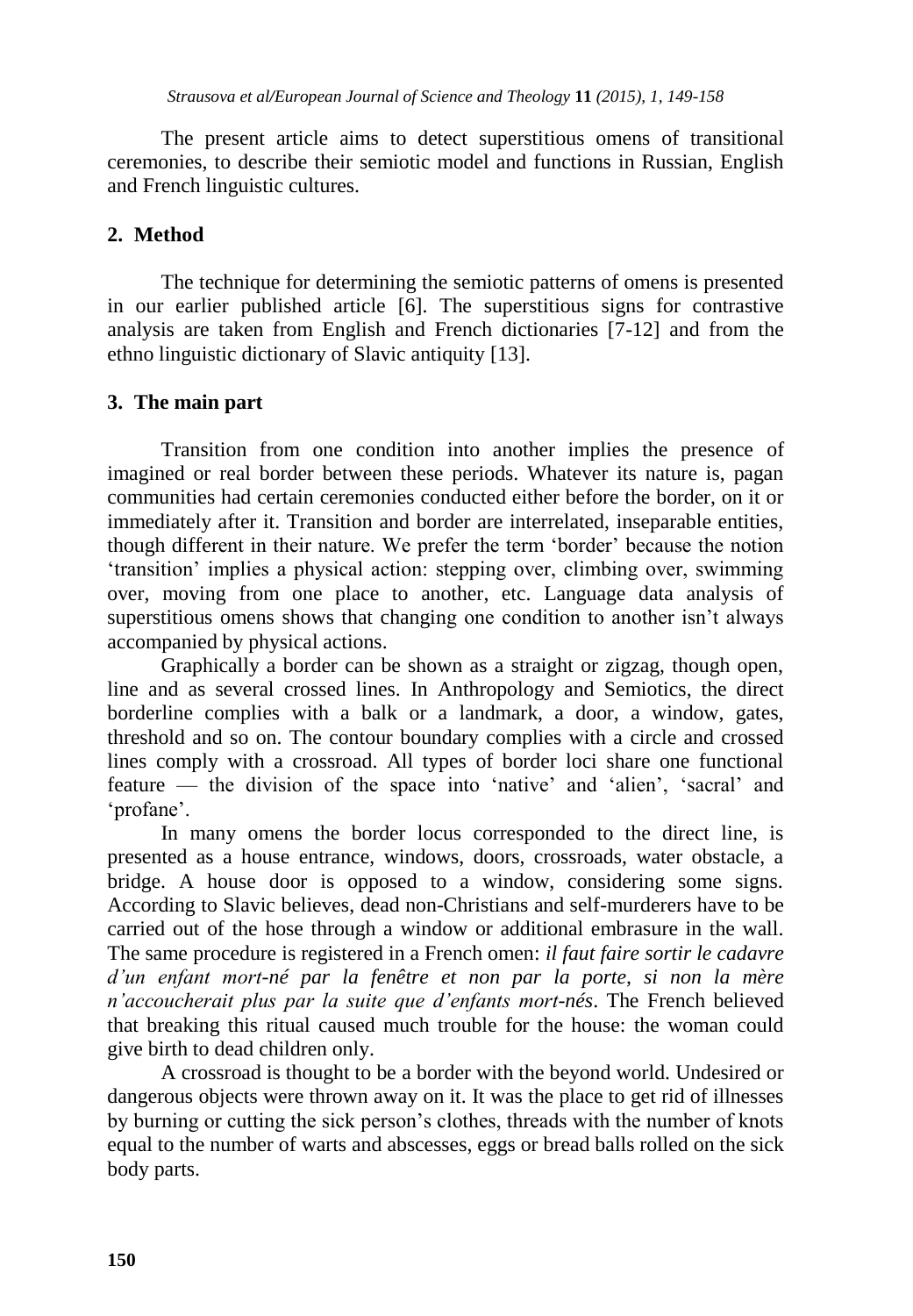The present article aims to detect superstitious omens of transitional ceremonies, to describe their semiotic model and functions in Russian, English and French linguistic cultures.

## 2. Method

The technique for determining the semiotic patterns of omens is presented in our earlier published article [6]. The superstitious signs for contrastive analysis are taken from English and French dictionaries [7-12] and from the ethno linguistic dictionary of Slavic antiquity [13].

## 3. The main part

Transition from one condition into another implies the presence of imagined or real border between these periods. Whatever its nature is, pagan communities had certain ceremonies conducted either before the border, on it or immediately after it. Transition and border are interrelated, inseparable entities, though different in their nature. We prefer the term 'border' because the notion 'transition' implies a physical action: stepping over, climbing over, swimming over, moving from one place to another, etc. Language data analysis of superstitious omens shows that changing one condition to another isn't always accompanied by physical actions.

Graphically a border can be shown as a straight or zigzag, though open, line and as several crossed lines. In Anthropology and Semiotics, the direct borderline complies with a balk or a landmark, a door, a window, gates, threshold and so on. The contour boundary complies with a circle and crossed lines comply with a crossroad. All types of border loci share one functional feature — the division of the space into 'native' and 'alien', 'sacral' and 'profane'.

In many omens the border locus corresponded to the direct line, is presented as a house entrance, windows, doors, crossroads, water obstacle, a bridge. A house door is opposed to a window, considering some signs. According to Slavic believes, dead non-Christians and self-murderers have to be carried out of the hose through a window or additional embrasure in the wall. The same procedure is registered in a French omen: *il faut faire sortir le cadavre d'un enfant mort-né par la fenêtre et non par la porte, si non la mère n'accoucherait plus par la suite que d'enfants mort-nés*. The French believed that breaking this ritual caused much trouble for the house: the woman could give birth to dead children only.

A crossroad is thought to be a border with the beyond world. Undesired or dangerous objects were thrown away on it. It was the place to get rid of illnesses by burning or cutting the sick person's clothes, threads with the number of knots equal to the number of warts and abscesses, eggs or bread balls rolled on the sick body parts.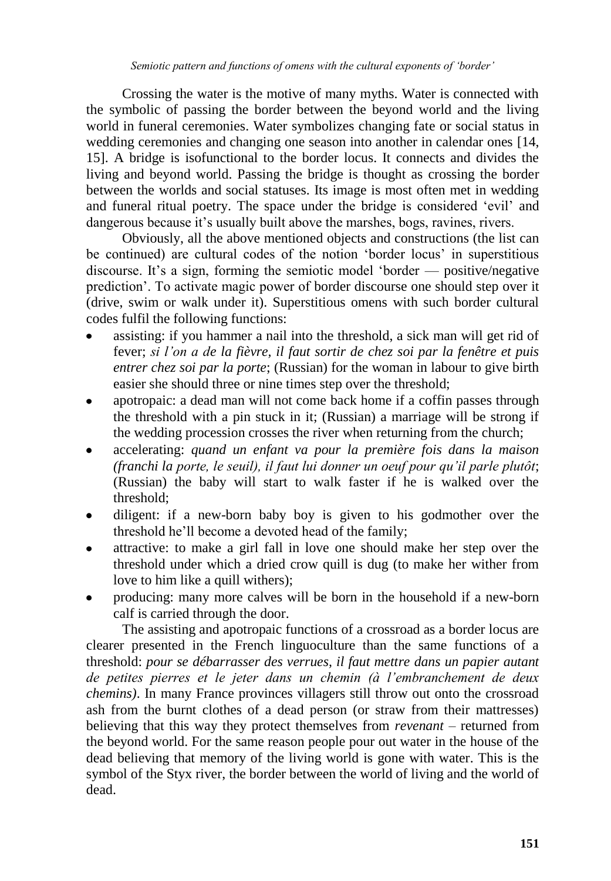Crossing the water is the motive of many myths. Water is connected with the symbolic of passing the border between the beyond world and the living world in funeral ceremonies. Water symbolizes changing fate or social status in wedding ceremonies and changing one season into another in calendar ones [14, 15]. A bridge is isofunctional to the border locus. It connects and divides the living and beyond world. Passing the bridge is thought as crossing the border between the worlds and social statuses. Its image is most often met in wedding and funeral ritual poetry. The space under the bridge is considered 'evil' and dangerous because it's usually built above the marshes, bogs, ravines, rivers.

Obviously, all the above mentioned objects and constructions (the list can be continued) are cultural codes of the notion 'border locus' in superstitious discourse. It's a sign, forming the semiotic model 'border — positive/negative prediction'. To activate magic power of border discourse one should step over it (drive, swim or walk under it). Superstitious omens with such border cultural codes fulfil the following functions:

- assisting: if you hammer a nail into the threshold, a sick man will get rid of fever; *si l'on a de la fièvre, il faut sortir de chez soi par la fenêtre et puis entrer chez soi par la porte*; (Russian) for the woman in labour to give birth easier she should three or nine times step over the threshold;
- apotropaic: a dead man will not come back home if a coffin passes through the threshold with a pin stuck in it; (Russian) a marriage will be strong if the wedding procession crosses the river when returning from the church;
- accelerating: *quand un enfant va pour la première fois dans la maison (franchi la porte, le seuil), il faut lui donner un oeuf pour qu'il parle plutôt*; (Russian) the baby will start to walk faster if he is walked over the threshold;
- diligent: if a new-born baby boy is given to his godmother over the threshold he'll become a devoted head of the family;
- attractive: to make a girl fall in love one should make her step over the threshold under which a dried crow quill is dug (to make her wither from love to him like a quill withers);
- producing: many more calves will be born in the household if a new-born calf is carried through the door.

The assisting and apotropaic functions of a crossroad as a border locus are clearer presented in the French linguoculture than the same functions of a threshold: *pour se débarrasser des verrues, il faut mettre dans un papier autant de petites pierres et le jeter dans un chemin (à l'embranchement de deux chemins)*. In many France provinces villagers still throw out onto the crossroad ash from the burnt clothes of a dead person (or straw from their mattresses) believing that this way they protect themselves from *revenant* – returned from the beyond world. For the same reason people pour out water in the house of the dead believing that memory of the living world is gone with water. This is the symbol of the Styx river, the border between the world of living and the world of dead.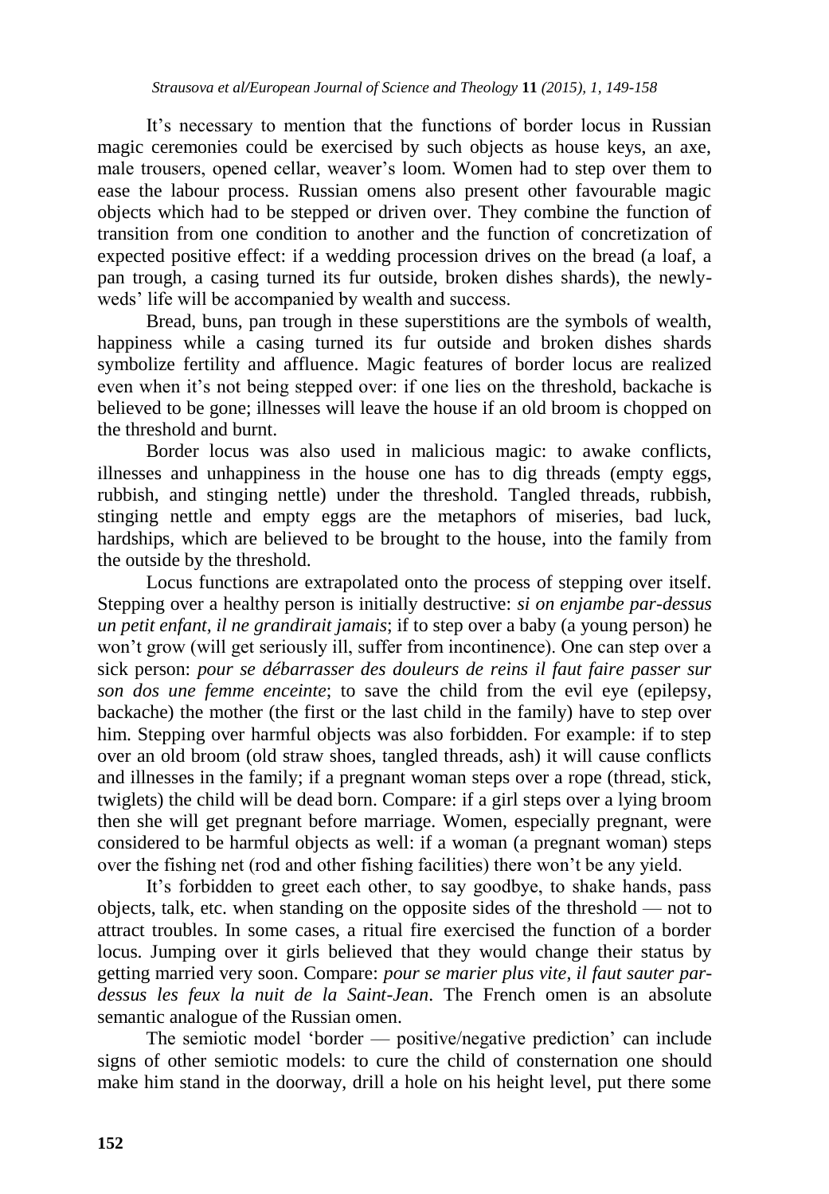It's necessary to mention that the functions of border locus in Russian magic ceremonies could be exercised by such objects as house keys, an axe, male trousers, opened cellar, weaver's loom. Women had to step over them to ease the labour process. Russian omens also present other favourable magic objects which had to be stepped or driven over. They combine the function of transition from one condition to another and the function of concretization of expected positive effect: if a wedding procession drives on the bread (a loaf, a pan trough, a casing turned its fur outside, broken dishes shards), the newly-weds' life will be accompanied by wealth and success.

Bread, buns, pan trough in these superstitions are the symbols of wealth, happiness while a casing turned its fur outside and broken dishes shards symbolize fertility and affluence. Magic features of border locus are realized even when it's not being stepped over: if one lies on the threshold, backache is believed to be gone; illnesses will leave the house if an old broom is chopped on the threshold and burnt.

Border locus was also used in malicious magic: to awake conflicts, illnesses and unhappiness in the house one has to dig threads (empty eggs, rubbish, and stinging nettle) under the threshold. Tangled threads, rubbish, stinging nettle and empty eggs are the metaphors of miseries, bad luck, hardships, which are believed to be brought to the house, into the family from the outside by the threshold.

Locus functions are extrapolated onto the process of stepping over itself. Stepping over a healthy person is initially destructive: *si on enjambe par-dessus un petit enfant, il ne grandirait jamais*; if to step over a baby (a young person) he won't grow (will get seriously ill, suffer from incontinence). One can step over a sick person: *pour se débarrasser des douleurs de reins il faut faire passer sur son dos une femme enceinte*; to save the child from the evil eye (epilepsy, backache) the mother (the first or the last child in the family) have to step over him. Stepping over harmful objects was also forbidden. For example: if to step over an old broom (old straw shoes, tangled threads, ash) it will cause conflicts and illnesses in the family; if a pregnant woman steps over a rope (thread, stick, twiglets) the child will be dead born. Compare: if a girl steps over a lying broom then she will get pregnant before marriage. Women, especially pregnant, were considered to be harmful objects as well: if a woman (a pregnant woman) steps over the fishing net (rod and other fishing facilities) there won't be any yield.

It's forbidden to greet each other, to say goodbye, to shake hands, pass objects, talk, etc. when standing on the opposite sides of the threshold — not to attract troubles. In some cases, a ritual fire exercised the function of a border locus. Jumping over it girls believed that they would change their status by getting married very soon. Compare: *pour se marier plus vite, il faut sauter par-dessus les feux la nuit de la Saint-Jean*. The French omen is an absolute semantic analogue of the Russian omen.

The semiotic model 'border — positive/negative prediction' can include signs of other semiotic models: to cure the child of consternation one should make him stand in the doorway, drill a hole on his height level, put there some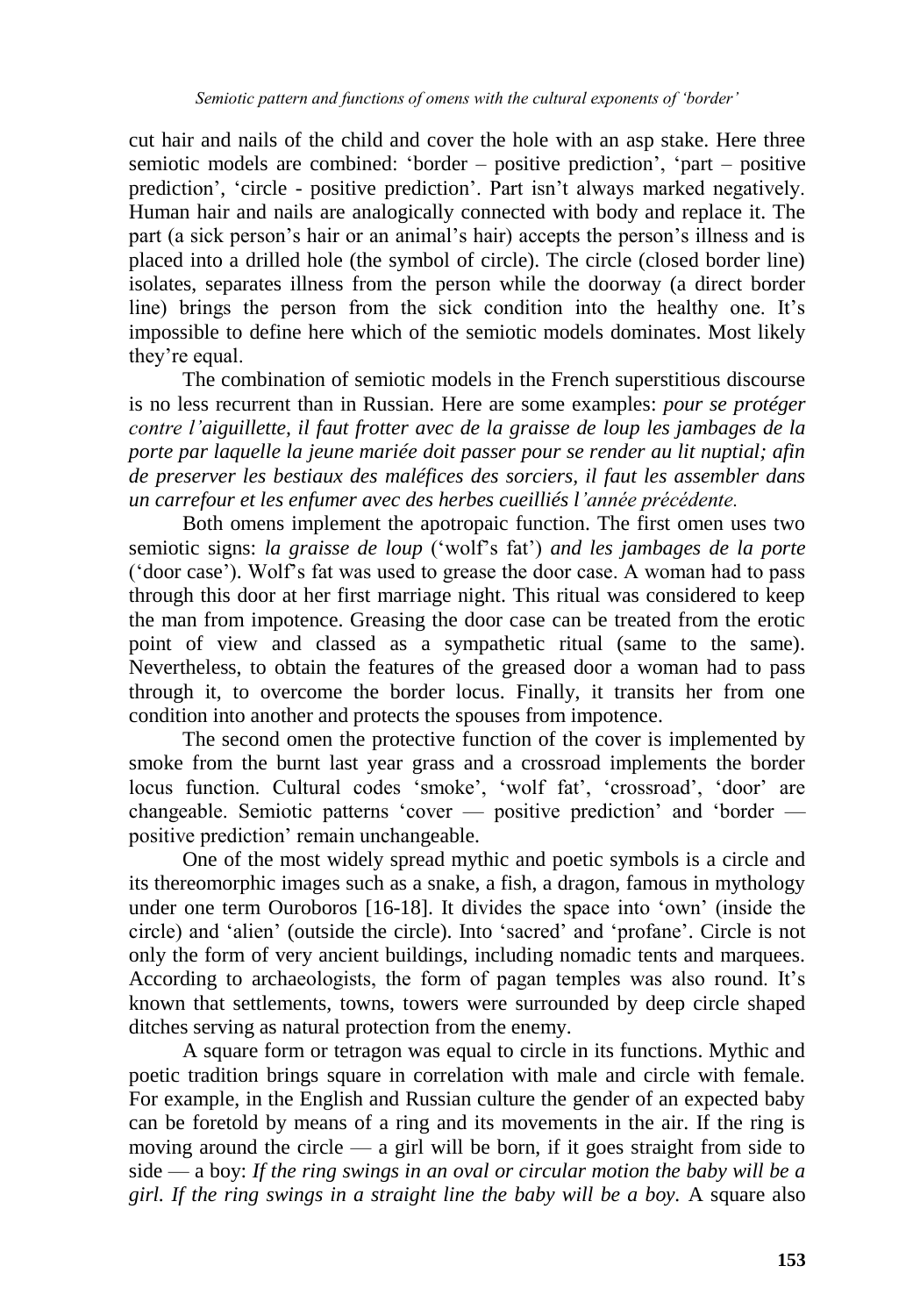cut hair and nails of the child and cover the hole with an asp stake. Here three semiotic models are combined: 'border – positive prediction', 'part – positive prediction', 'circle - positive prediction'. Part isn't always marked negatively. Human hair and nails are analogically connected with body and replace it. The part (a sick person's hair or an animal's hair) accepts the person's illness and is placed into a drilled hole (the symbol of circle). The circle (closed border line) isolates, separates illness from the person while the doorway (a direct border line) brings the person from the sick condition into the healthy one. It's impossible to define here which of the semiotic models dominates. Most likely they're equal.

The combination of semiotic models in the French superstitious discourse is no less recurrent than in Russian. Here are some examples: *pour se protéger contre l'aiguillette, il faut frotter avec de la graisse de loup les jambages de la porte par laquelle la jeune mariée doit passer pour se render au lit nuptial; afin de preserver les bestiaux des maléfices des sorciers, il faut les assembler dans un carrefour et les enfumer avec des herbes cueilliés l'année précédente.*

Both omens implement the apotropaic function. The first omen uses two semiotic signs: *la graisse de loup* ('wolf's fat') *and les jambages de la porte* ('door case'). Wolf's fat was used to grease the door case. A woman had to pass through this door at her first marriage night. This ritual was considered to keep the man from impotence. Greasing the door case can be treated from the erotic point of view and classed as a sympathetic ritual (same to the same). Nevertheless, to obtain the features of the greased door a woman had to pass through it, to overcome the border locus. Finally, it transits her from one condition into another and protects the spouses from impotence.

The second omen the protective function of the cover is implemented by smoke from the burnt last year grass and a crossroad implements the border locus function. Cultural codes 'smoke', 'wolf fat', 'crossroad', 'door' are changeable. Semiotic patterns 'cover — positive prediction' and 'border — positive prediction' remain unchangeable.

One of the most widely spread mythic and poetic symbols is a circle and its thereomorphic images such as a snake, a fish, a dragon, famous in mythology under one term Ouroboros [16-18]. It divides the space into 'own' (inside the circle) and 'alien' (outside the circle). Into 'sacred' and 'profane'. Circle is not only the form of very ancient buildings, including nomadic tents and marquees. According to archaeologists, the form of pagan temples was also round. It's known that settlements, towns, towers were surrounded by deep circle shaped ditches serving as natural protection from the enemy.

A square form or tetragon was equal to circle in its functions. Mythic and poetic tradition brings square in correlation with male and circle with female. For example, in the English and Russian culture the gender of an expected baby can be foretold by means of a ring and its movements in the air. If the ring is moving around the circle — a girl will be born, if it goes straight from side to side — a boy: *If the ring swings in an oval or circular motion the baby will be a girl. If the ring swings in a straight line the baby will be a boy.* A square also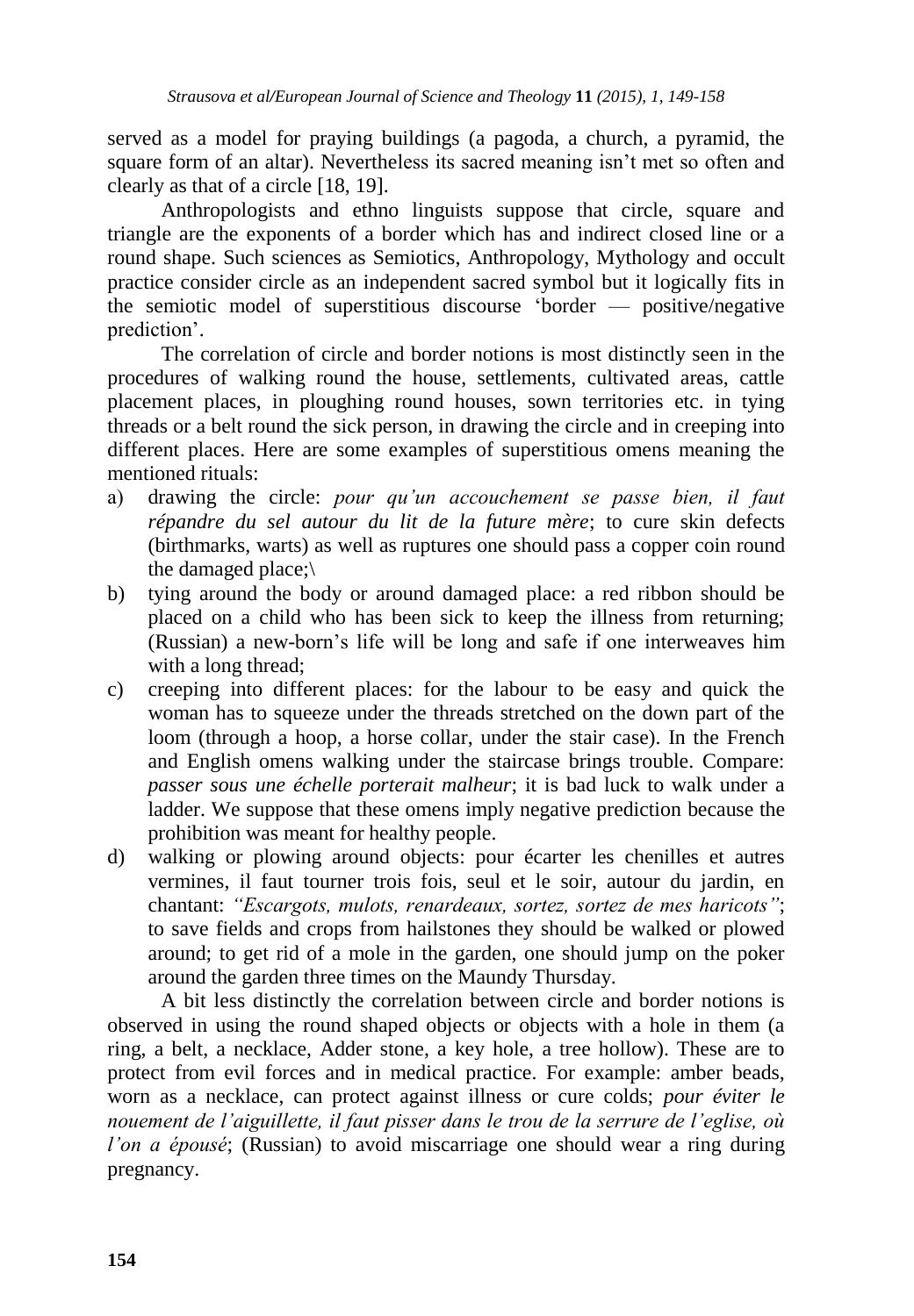served as a model for praying buildings (a pagoda, a church, a pyramid, the square form of an altar). Nevertheless its sacred meaning isn't met so often and clearly as that of a circle [18, 19].

Anthropologists and ethno linguists suppose that circle, square and triangle are the exponents of a border which has and indirect closed line or a round shape. Such sciences as Semiotics, Anthropology, Mythology and occult practice consider circle as an independent sacred symbol but it logically fits in the semiotic model of superstitious discourse 'border — positive/negative prediction'.

The correlation of circle and border notions is most distinctly seen in the procedures of walking round the house, settlements, cultivated areas, cattle placement places, in ploughing round houses, sown territories etc. in tying threads or a belt round the sick person, in drawing the circle and in creeping into different places. Here are some examples of superstitious omens meaning the mentioned rituals:

a) drawing the circle: *pour qu'un accouchement se passe bien, il faut répandre du sel autour du lit de la future mère*; to cure skin defects (birthmarks, warts) as well as ruptures one should pass a copper coin round the damaged place;\
b) tying around the body or around damaged place: a red ribbon should be placed on a child who has been sick to keep the illness from returning; (Russian) a new-born's life will be long and safe if one interweaves him with a long thread;
c) creeping into different places: for the labour to be easy and quick the woman has to squeeze under the threads stretched on the down part of the loom (through a hoop, a horse collar, under the stair case). In the French and English omens walking under the staircase brings trouble. Compare: *passer sous une échelle porterait malheur*; it is bad luck to walk under a ladder. We suppose that these omens imply negative prediction because the prohibition was meant for healthy people.
d) walking or plowing around objects: pour écarter les chenilles et autres vermines, il faut tourner trois fois, seul et le soir, autour du jardin, en chantant: *"Escargots, mulots, renardeaux, sortez, sortez de mes haricots"*; to save fields and crops from hailstones they should be walked or plowed around; to get rid of a mole in the garden, one should jump on the poker around the garden three times on the Maundy Thursday.

A bit less distinctly the correlation between circle and border notions is observed in using the round shaped objects or objects with a hole in them (a ring, a belt, a necklace, Adder stone, a key hole, a tree hollow). These are to protect from evil forces and in medical practice. For example: amber beads, worn as a necklace, can protect against illness or cure colds; *pour éviter le nouement de l'aiguillette, il faut pisser dans le trou de la serrure de l'eglise, où l'on a épousé*; (Russian) to avoid miscarriage one should wear a ring during pregnancy.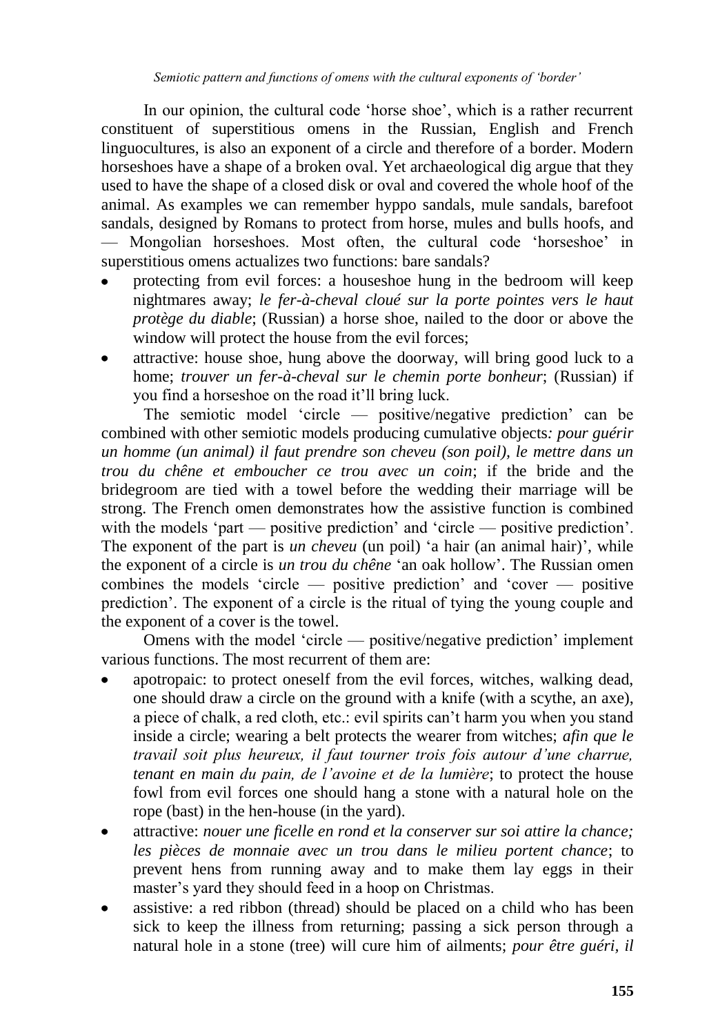In our opinion, the cultural code 'horse shoe', which is a rather recurrent constituent of superstitious omens in the Russian, English and French linguocultures, is also an exponent of a circle and therefore of a border. Modern horseshoes have a shape of a broken oval. Yet archaeological dig argue that they used to have the shape of a closed disk or oval and covered the whole hoof of the animal. As examples we can remember hyppo sandals, mule sandals, barefoot sandals, designed by Romans to protect from horse, mules and bulls hoofs, and — Mongolian horseshoes. Most often, the cultural code 'horseshoe' in superstitious omens actualizes two functions: bare sandals?

- protecting from evil forces: a houseshoe hung in the bedroom will keep nightmares away; *le fer-à-cheval cloué sur la porte pointes vers le haut protège du diable*; (Russian) a horse shoe, nailed to the door or above the window will protect the house from the evil forces;
- attractive: house shoe, hung above the doorway, will bring good luck to a home; *trouver un fer-à-cheval sur le chemin porte bonheur*; (Russian) if you find a horseshoe on the road it'll bring luck.

The semiotic model 'circle — positive/negative prediction' can be combined with other semiotic models producing cumulative objects*: pour guérir un homme (un animal) il faut prendre son cheveu (son poil), le mettre dans un trou du chêne et emboucher ce trou avec un coin*; if the bride and the bridegroom are tied with a towel before the wedding their marriage will be strong. The French omen demonstrates how the assistive function is combined with the models 'part — positive prediction' and 'circle — positive prediction'. The exponent of the part is *un cheveu* (un poil) 'a hair (an animal hair)', while the exponent of a circle is *un trou du chêne* 'an oak hollow'. The Russian omen combines the models 'circle — positive prediction' and 'cover — positive prediction'. The exponent of a circle is the ritual of tying the young couple and the exponent of a cover is the towel.

Omens with the model 'circle — positive/negative prediction' implement various functions. The most recurrent of them are:

- apotropaic: to protect oneself from the evil forces, witches, walking dead, one should draw a circle on the ground with a knife (with a scythe, an axe), a piece of chalk, a red cloth, etc.: evil spirits can't harm you when you stand inside a circle; wearing a belt protects the wearer from witches; *afin que le travail soit plus heureux, il faut tourner trois fois autour d'une charrue, tenant en main du pain, de l'avoine et de la lumière*; to protect the house fowl from evil forces one should hang a stone with a natural hole on the rope (bast) in the hen-house (in the yard).
- attractive: *nouer une ficelle en rond et la conserver sur soi attire la chance; les pièces de monnaie avec un trou dans le milieu portent chance*; to prevent hens from running away and to make them lay eggs in their master's yard they should feed in a hoop on Christmas.
- assistive: a red ribbon (thread) should be placed on a child who has been sick to keep the illness from returning; passing a sick person through a natural hole in a stone (tree) will cure him of ailments; *pour être guéri, il*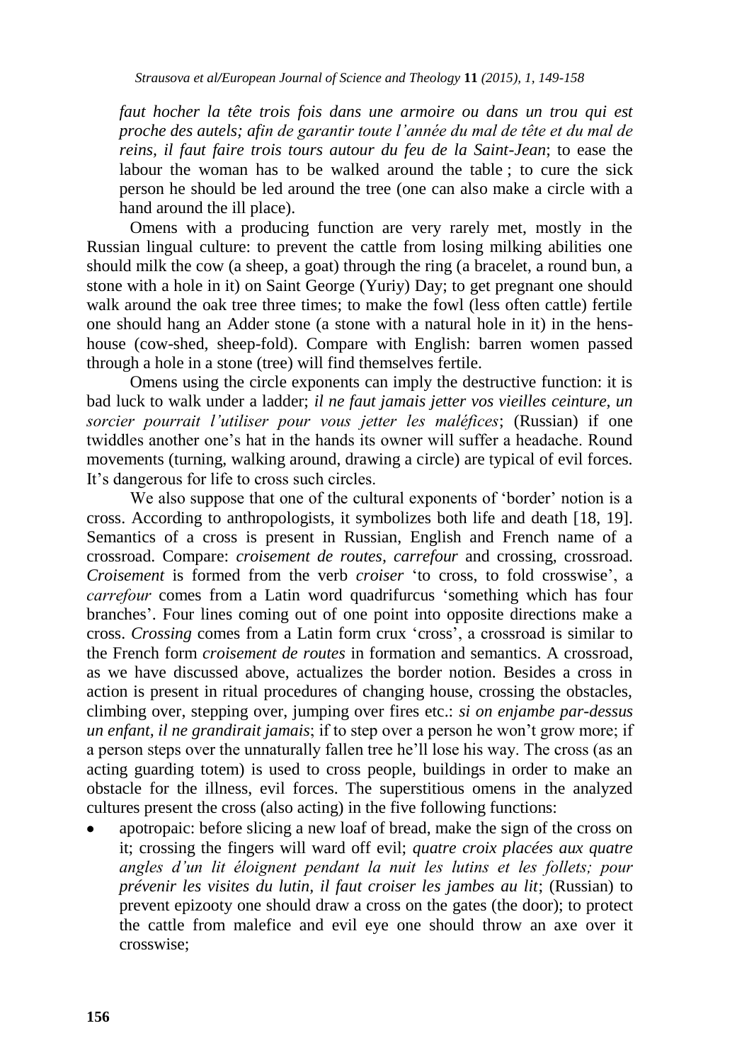*faut hocher la tête trois fois dans une armoire ou dans un trou qui est proche des autels; afin de garantir toute l'année du mal de tête et du mal de reins, il faut faire trois tours autour du feu de la Saint-Jean*; to ease the labour the woman has to be walked around the table ; to cure the sick person he should be led around the tree (one can also make a circle with a hand around the ill place).

Omens with a producing function are very rarely met, mostly in the Russian lingual culture: to prevent the cattle from losing milking abilities one should milk the cow (a sheep, a goat) through the ring (a bracelet, a round bun, a stone with a hole in it) on Saint George (Yuriy) Day; to get pregnant one should walk around the oak tree three times; to make the fowl (less often cattle) fertile one should hang an Adder stone (a stone with a natural hole in it) in the hens-house (cow-shed, sheep-fold). Compare with English: barren women passed through a hole in a stone (tree) will find themselves fertile.

Omens using the circle exponents can imply the destructive function: it is bad luck to walk under a ladder; *il ne faut jamais jetter vos vieilles ceinture, un sorcier pourrait l'utiliser pour vous jetter les maléfices*; (Russian) if one twiddles another one's hat in the hands its owner will suffer a headache. Round movements (turning, walking around, drawing a circle) are typical of evil forces. It's dangerous for life to cross such circles.

We also suppose that one of the cultural exponents of 'border' notion is a cross. According to anthropologists, it symbolizes both life and death [18, 19]. Semantics of a cross is present in Russian, English and French name of a crossroad. Compare: *croisement de routes*, *carrefour* and crossing, crossroad. *Croisement* is formed from the verb *croiser* 'to cross, to fold crosswise', a *carrefour* comes from a Latin word quadrifurcus 'something which has four branches'. Four lines coming out of one point into opposite directions make a cross. *Crossing* comes from a Latin form crux 'cross', a crossroad is similar to the French form *croisement de routes* in formation and semantics. A crossroad, as we have discussed above, actualizes the border notion. Besides a cross in action is present in ritual procedures of changing house, crossing the obstacles, climbing over, stepping over, jumping over fires etc.: *si on enjambe par-dessus un enfant, il ne grandirait jamais*; if to step over a person he won't grow more; if a person steps over the unnaturally fallen tree he'll lose his way. The cross (as an acting guarding totem) is used to cross people, buildings in order to make an obstacle for the illness, evil forces. The superstitious omens in the analyzed cultures present the cross (also acting) in the five following functions:

- apotropaic: before slicing a new loaf of bread, make the sign of the cross on it; crossing the fingers will ward off evil; *quatre croix placées aux quatre angles d'un lit éloignent pendant la nuit les lutins et les follets; pour prévenir les visites du lutin, il faut croiser les jambes au lit*; (Russian) to prevent epizooty one should draw a cross on the gates (the door); to protect the cattle from malefice and evil eye one should throw an axe over it crosswise;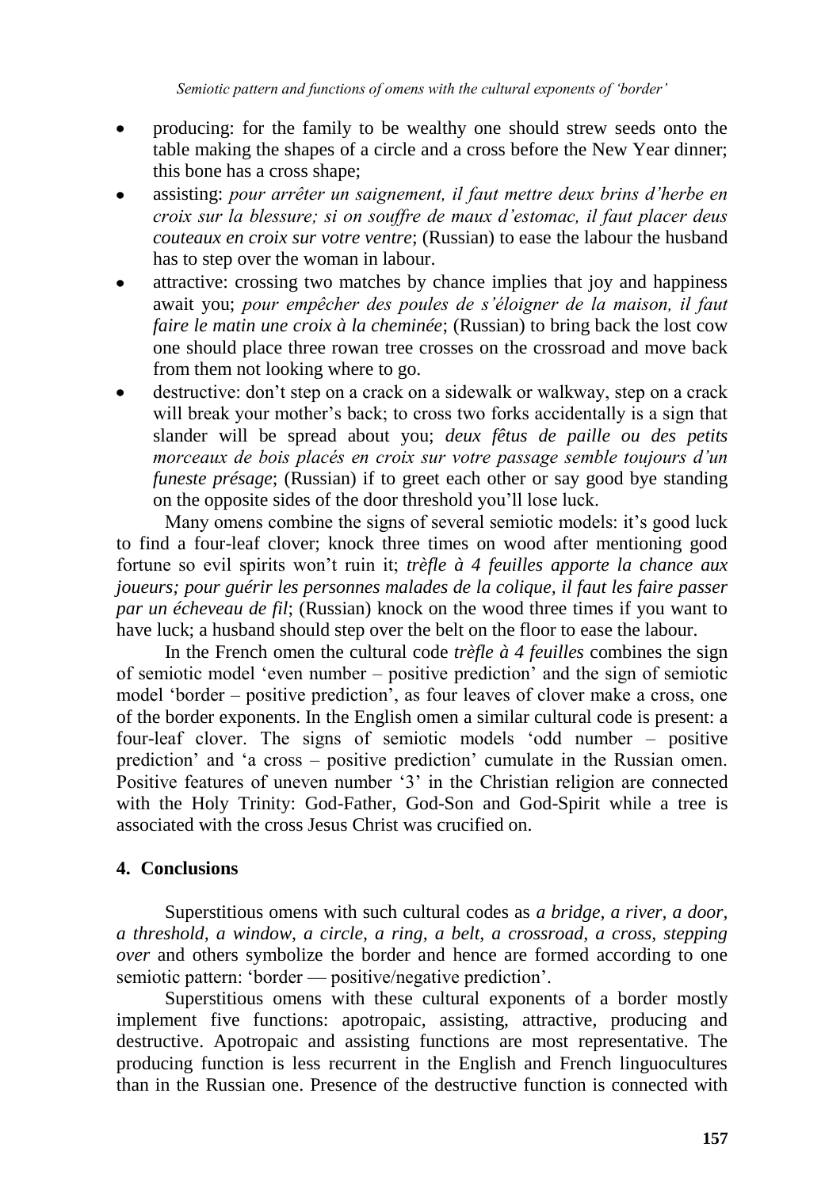- producing: for the family to be wealthy one should strew seeds onto the table making the shapes of a circle and a cross before the New Year dinner; this bone has a cross shape;
- assisting: *pour arrêter un saignement, il faut mettre deux brins d'herbe en croix sur la blessure; si on souffre de maux d'estomac, il faut placer deus couteaux en croix sur votre ventre*; (Russian) to ease the labour the husband has to step over the woman in labour.
- attractive: crossing two matches by chance implies that joy and happiness await you; *pour empêcher des poules de s'éloigner de la maison, il faut faire le matin une croix à la cheminée*; (Russian) to bring back the lost cow one should place three rowan tree crosses on the crossroad and move back from them not looking where to go.
- destructive: don't step on a crack on a sidewalk or walkway, step on a crack will break your mother's back; to cross two forks accidentally is a sign that slander will be spread about you; *deux fêtus de paille ou des petits morceaux de bois placés en croix sur votre passage semble toujours d'un funeste présage*; (Russian) if to greet each other or say good bye standing on the opposite sides of the door threshold you'll lose luck.

Many omens combine the signs of several semiotic models: it's good luck to find a four-leaf clover; knock three times on wood after mentioning good fortune so evil spirits won't ruin it; *trèfle à 4 feuilles apporte la chance aux joueurs; pour guérir les personnes malades de la colique, il faut les faire passer par un écheveau de fil*; (Russian) knock on the wood three times if you want to have luck; a husband should step over the belt on the floor to ease the labour.

In the French omen the cultural code *trèfle à 4 feuilles* combines the sign of semiotic model 'even number – positive prediction' and the sign of semiotic model 'border – positive prediction', as four leaves of clover make a cross, one of the border exponents. In the English omen a similar cultural code is present: a four-leaf clover. The signs of semiotic models 'odd number – positive prediction' and 'a cross – positive prediction' cumulate in the Russian omen. Positive features of uneven number '3' in the Christian religion are connected with the Holy Trinity: God-Father, God-Son and God-Spirit while a tree is associated with the cross Jesus Christ was crucified on.

## 4. Conclusions

Superstitious omens with such cultural codes as *a bridge*, *a river*, *a door*, *a threshold, a window, a circle, a ring, a belt, a crossroad, a cross, stepping over* and others symbolize the border and hence are formed according to one semiotic pattern: 'border — positive/negative prediction'.

Superstitious omens with these cultural exponents of a border mostly implement five functions: apotropaic, assisting, attractive, producing and destructive. Apotropaic and assisting functions are most representative. The producing function is less recurrent in the English and French linguocultures than in the Russian one. Presence of the destructive function is connected with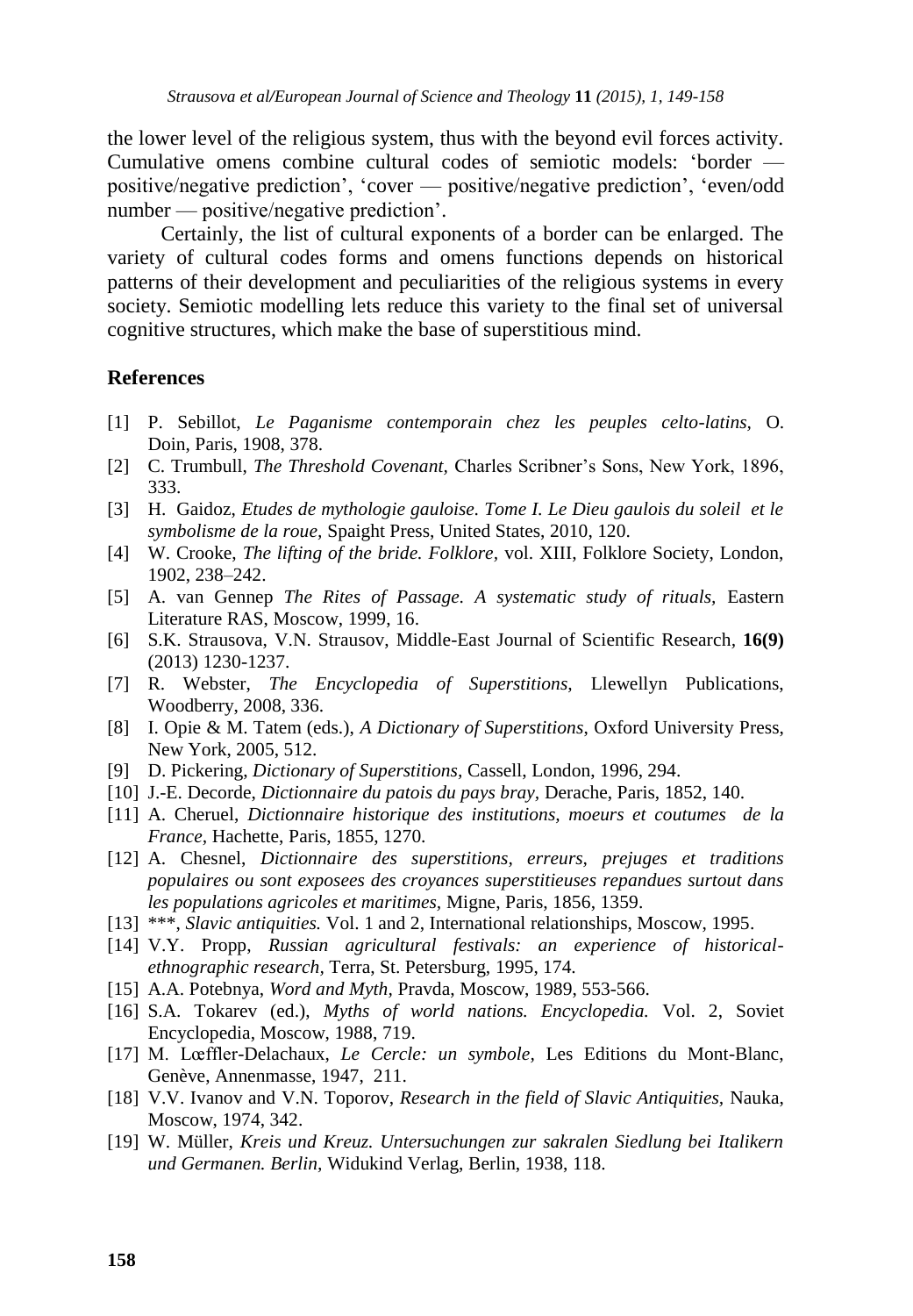the lower level of the religious system, thus with the beyond evil forces activity. Cumulative omens combine cultural codes of semiotic models: 'border — positive/negative prediction', 'cover — positive/negative prediction', 'even/odd number — positive/negative prediction'.

Certainly, the list of cultural exponents of a border can be enlarged. The variety of cultural codes forms and omens functions depends on historical patterns of their development and peculiarities of the religious systems in every society. Semiotic modelling lets reduce this variety to the final set of universal cognitive structures, which make the base of superstitious mind.

## References

[1] P. Sebillot, *Le Paganisme contemporain chez les peuples celto-latins*, O. Doin, Paris, 1908, 378.

[2] C. Trumbull, *The Threshold Covenant*, Charles Scribner's Sons, New York, 1896, 333.

[3] H. Gaidoz, *Etudes de mythologie gauloise. Tome I. Le Dieu gaulois du soleil et le symbolisme de la roue*, Spaight Press, United States, 2010, 120.

[4] W. Crooke, *The lifting of the bride. Folklore*, vol. XIII, Folklore Society, London, 1902, 238–242.

[5] A. van Gennep *The Rites of Passage. A systematic study of rituals*, Eastern Literature RAS, Moscow, 1999, 16.

[6] S.K. Strausova, V.N. Strausov, Middle-East Journal of Scientific Research, **16(9)** (2013) 1230-1237.

[7] R. Webster, *The Encyclopedia of Superstitions*, Llewellyn Publications, Woodberry, 2008, 336.

[8] I. Opie & M. Tatem (eds.), *A Dictionary of Superstitions*, Oxford University Press, New York, 2005, 512.

[9] D. Pickering, *Dictionary of Superstitions*, Cassell, London, 1996, 294.

[10] J.-E. Decorde, *Dictionnaire du patois du pays bray*, Derache, Paris, 1852, 140.

[11] A. Cheruel, *Dictionnaire historique des institutions, moeurs et coutumes de la France*, Hachette, Paris, 1855, 1270.

[12] A. Chesnel, *Dictionnaire des superstitions, erreurs, prejuges et traditions populaires ou sont exposees des croyances superstitieuses repandues surtout dans les populations agricoles et maritimes*, Migne, Paris, 1856, 1359.

[13] \*\*\*, *Slavic antiquities.* Vol. 1 and 2, International relationships, Moscow, 1995.

[14] V.Y. Propp, *Russian agricultural festivals: an experience of historical-ethnographic research*, Terra, St. Petersburg, 1995, 174.

[15] A.A. Potebnya, *Word and Myth*, Pravda, Moscow, 1989, 553-566.

[16] S.A. Tokarev (ed.), *Myths of world nations. Encyclopedia.* Vol. 2, Soviet Encyclopedia, Moscow, 1988, 719.

[17] M. Lœffler-Delachaux, *Le Cercle: un symbole*, Les Editions du Mont-Blanc, Genève, Annenmasse, 1947, 211.

[18] V.V. Ivanov and V.N. Toporov, *Research in the field of Slavic Antiquities*, Nauka, Moscow, 1974, 342.

[19] W. Müller, *Kreis und Kreuz. Untersuchungen zur sakralen Siedlung bei Italikern und Germanen. Berlin*, Widukind Verlag, Berlin, 1938, 118.